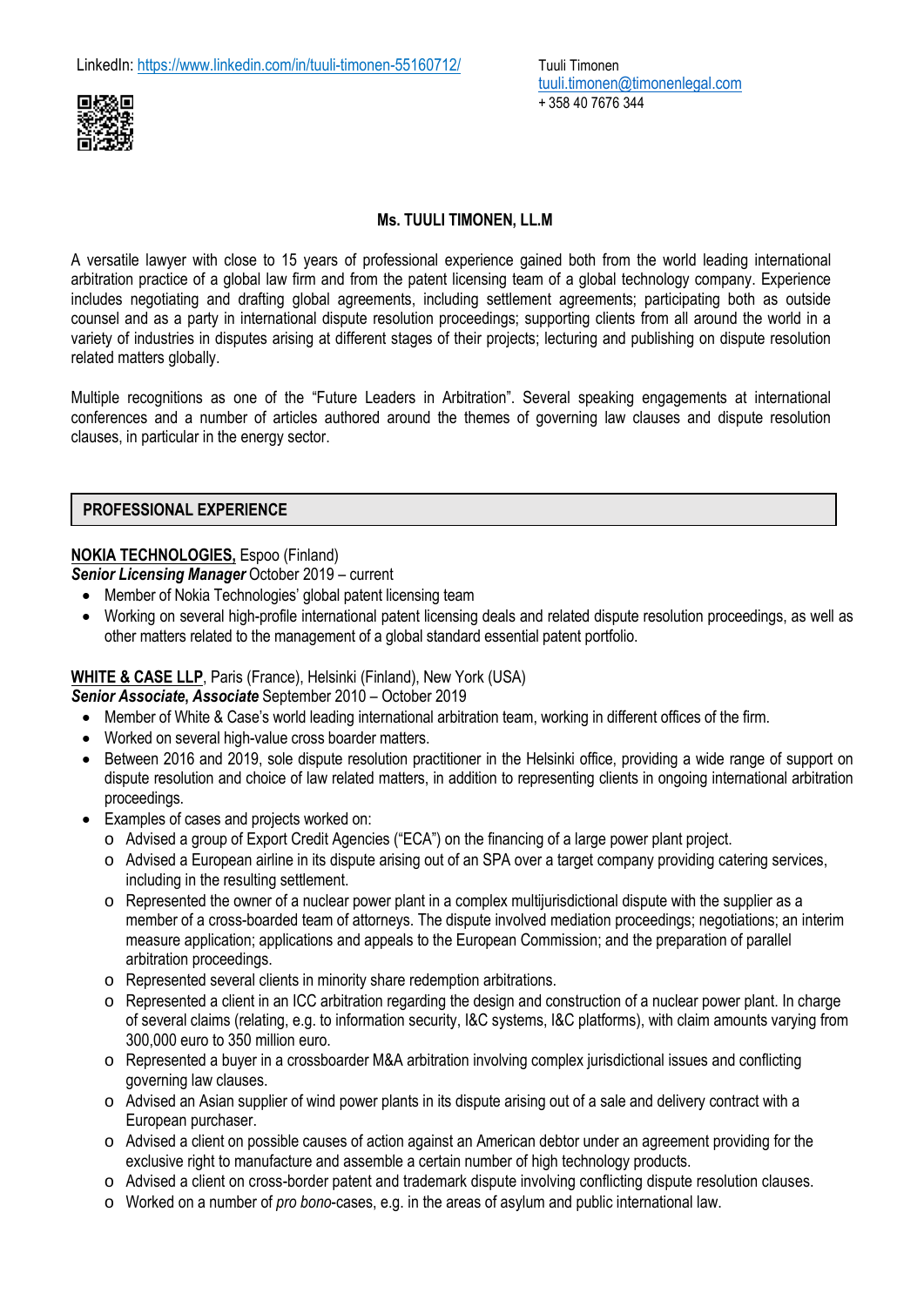LinkedIn: https://www.linkedin.com/in/tuuli-timonen-55160712/

Tuuli Timonen
tuuli.timonen@timonenlegal.com
+ 358 40 7676 344

# Ms. TUULI TIMONEN, LL.M

A versatile lawyer with close to 15 years of professional experience gained both from the world leading international arbitration practice of a global law firm and from the patent licensing team of a global technology company. Experience includes negotiating and drafting global agreements, including settlement agreements; participating both as outside counsel and as a party in international dispute resolution proceedings; supporting clients from all around the world in a variety of industries in disputes arising at different stages of their projects; lecturing and publishing on dispute resolution related matters globally.

Multiple recognitions as one of the "Future Leaders in Arbitration". Several speaking engagements at international conferences and a number of articles authored around the themes of governing law clauses and dispute resolution clauses, in particular in the energy sector.

## PROFESSIONAL EXPERIENCE

**NOKIA TECHNOLOGIES,** Espoo (Finland)
***Senior Licensing Manager*** October 2019 – current

- Member of Nokia Technologies' global patent licensing team
- Working on several high-profile international patent licensing deals and related dispute resolution proceedings, as well as other matters related to the management of a global standard essential patent portfolio.

**WHITE & CASE LLP**, Paris (France), Helsinki (Finland), New York (USA)
***Senior Associate, Associate*** September 2010 – October 2019

- Member of White & Case's world leading international arbitration team, working in different offices of the firm.
- Worked on several high-value cross boarder matters.
- Between 2016 and 2019, sole dispute resolution practitioner in the Helsinki office, providing a wide range of support on dispute resolution and choice of law related matters, in addition to representing clients in ongoing international arbitration proceedings.
- Examples of cases and projects worked on:
  - Advised a group of Export Credit Agencies ("ECA") on the financing of a large power plant project.
  - Advised a European airline in its dispute arising out of an SPA over a target company providing catering services, including in the resulting settlement.
  - Represented the owner of a nuclear power plant in a complex multijurisdictional dispute with the supplier as a member of a cross-boarded team of attorneys. The dispute involved mediation proceedings; negotiations; an interim measure application; applications and appeals to the European Commission; and the preparation of parallel arbitration proceedings.
  - Represented several clients in minority share redemption arbitrations.
  - Represented a client in an ICC arbitration regarding the design and construction of a nuclear power plant. In charge of several claims (relating, e.g. to information security, I&C systems, I&C platforms), with claim amounts varying from 300,000 euro to 350 million euro.
  - Represented a buyer in a crossboarder M&A arbitration involving complex jurisdictional issues and conflicting governing law clauses.
  - Advised an Asian supplier of wind power plants in its dispute arising out of a sale and delivery contract with a European purchaser.
  - Advised a client on possible causes of action against an American debtor under an agreement providing for the exclusive right to manufacture and assemble a certain number of high technology products.
  - Advised a client on cross-border patent and trademark dispute involving conflicting dispute resolution clauses.
  - Worked on a number of *pro bono*-cases, e.g. in the areas of asylum and public international law.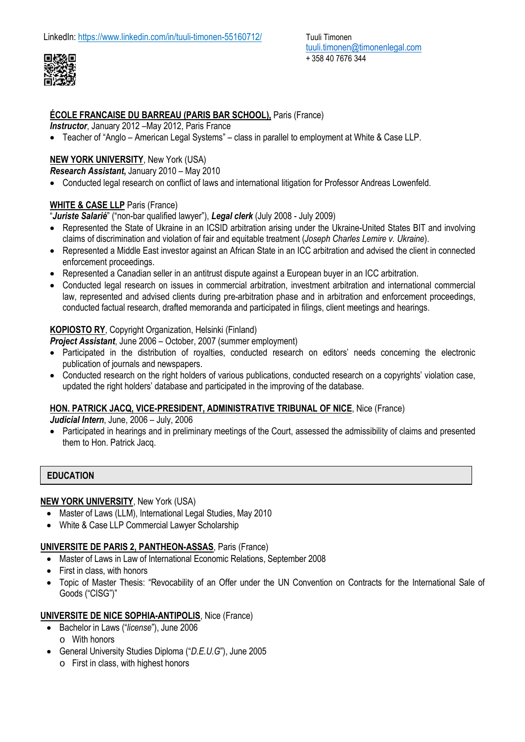LinkedIn: https://www.linkedin.com/in/tuuli-timonen-55160712/

Tuuli Timonen
tuuli.timonen@timonenlegal.com
+ 358 40 7676 344

**ÉCOLE FRANCAISE DU BARREAU (PARIS BAR SCHOOL),** Paris (France)
***Instructor***, January 2012 –May 2012, Paris France

- Teacher of "Anglo – American Legal Systems" – class in parallel to employment at White & Case LLP.

**NEW YORK UNIVERSITY**, New York (USA)
***Research Assistant,*** January 2010 – May 2010

- Conducted legal research on conflict of laws and international litigation for Professor Andreas Lowenfeld.

**WHITE & CASE LLP** Paris (France)
"***Juriste Salarié***" ("non-bar qualified lawyer"), ***Legal clerk*** (July 2008 - July 2009)

- Represented the State of Ukraine in an ICSID arbitration arising under the Ukraine-United States BIT and involving claims of discrimination and violation of fair and equitable treatment (*Joseph Charles Lemire v. Ukraine*).
- Represented a Middle East investor against an African State in an ICC arbitration and advised the client in connected enforcement proceedings.
- Represented a Canadian seller in an antitrust dispute against a European buyer in an ICC arbitration.
- Conducted legal research on issues in commercial arbitration, investment arbitration and international commercial law, represented and advised clients during pre-arbitration phase and in arbitration and enforcement proceedings, conducted factual research, drafted memoranda and participated in filings, client meetings and hearings.

**KOPIOSTO RY**, Copyright Organization, Helsinki (Finland)
***Project Assistant***, June 2006 – October, 2007 (summer employment)

- Participated in the distribution of royalties, conducted research on editors' needs concerning the electronic publication of journals and newspapers.
- Conducted research on the right holders of various publications, conducted research on a copyrights' violation case, updated the right holders' database and participated in the improving of the database.

**HON. PATRICK JACQ, VICE-PRESIDENT, ADMINISTRATIVE TRIBUNAL OF NICE**, Nice (France)
***Judicial Intern***, June, 2006 – July, 2006

- Participated in hearings and in preliminary meetings of the Court, assessed the admissibility of claims and presented them to Hon. Patrick Jacq.

## EDUCATION

**NEW YORK UNIVERSITY**, New York (USA)

- Master of Laws (LLM), International Legal Studies, May 2010
- White & Case LLP Commercial Lawyer Scholarship

**UNIVERSITE DE PARIS 2, PANTHEON-ASSAS**, Paris (France)

- Master of Laws in Law of International Economic Relations, September 2008
- First in class, with honors
- Topic of Master Thesis: "Revocability of an Offer under the UN Convention on Contracts for the International Sale of Goods ("CISG")"

**UNIVERSITE DE NICE SOPHIA-ANTIPOLIS**, Nice (France)

- Bachelor in Laws ("*license*"), June 2006
  - With honors
- General University Studies Diploma ("*D.E.U.G*"), June 2005
  - First in class, with highest honors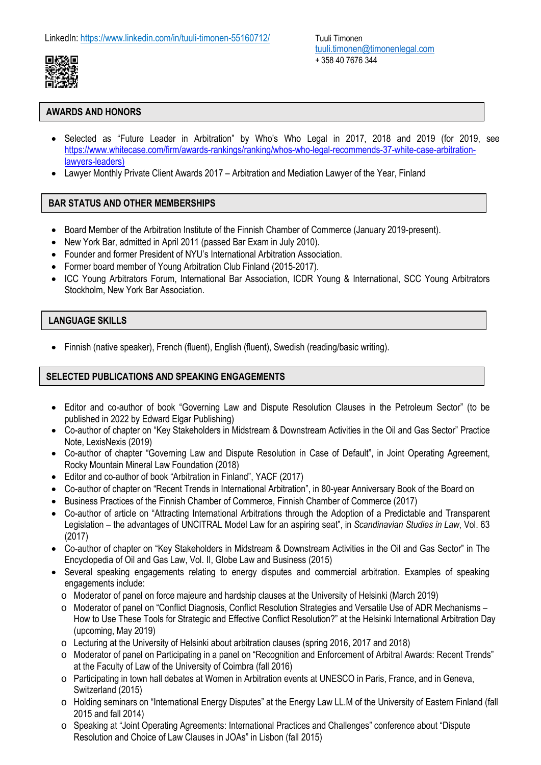LinkedIn: https://www.linkedin.com/in/tuuli-timonen-55160712/

Tuuli Timonen
tuuli.timonen@timonenlegal.com
+ 358 40 7676 344

## AWARDS AND HONORS

- Selected as "Future Leader in Arbitration" by Who's Who Legal in 2017, 2018 and 2019 (for 2019, see https://www.whitecase.com/firm/awards-rankings/ranking/whos-who-legal-recommends-37-white-case-arbitration-lawyers-leaders)
- Lawyer Monthly Private Client Awards 2017 – Arbitration and Mediation Lawyer of the Year, Finland

## BAR STATUS AND OTHER MEMBERSHIPS

- Board Member of the Arbitration Institute of the Finnish Chamber of Commerce (January 2019-present).
- New York Bar, admitted in April 2011 (passed Bar Exam in July 2010).
- Founder and former President of NYU's International Arbitration Association.
- Former board member of Young Arbitration Club Finland (2015-2017).
- ICC Young Arbitrators Forum, International Bar Association, ICDR Young & International, SCC Young Arbitrators Stockholm, New York Bar Association.

## LANGUAGE SKILLS

- Finnish (native speaker), French (fluent), English (fluent), Swedish (reading/basic writing).

## SELECTED PUBLICATIONS AND SPEAKING ENGAGEMENTS

- Editor and co-author of book "Governing Law and Dispute Resolution Clauses in the Petroleum Sector" (to be published in 2022 by Edward Elgar Publishing)
- Co-author of chapter on "Key Stakeholders in Midstream & Downstream Activities in the Oil and Gas Sector" Practice Note, LexisNexis (2019)
- Co-author of chapter "Governing Law and Dispute Resolution in Case of Default", in Joint Operating Agreement, Rocky Mountain Mineral Law Foundation (2018)
- Editor and co-author of book "Arbitration in Finland", YACF (2017)
- Co-author of chapter on "Recent Trends in International Arbitration", in 80-year Anniversary Book of the Board on Business Practices of the Finnish Chamber of Commerce, Finnish Chamber of Commerce (2017)
- Co-author of article on "Attracting International Arbitrations through the Adoption of a Predictable and Transparent Legislation – the advantages of UNCITRAL Model Law for an aspiring seat", in *Scandinavian Studies in Law*, Vol. 63 (2017)
- Co-author of chapter on "Key Stakeholders in Midstream & Downstream Activities in the Oil and Gas Sector" in The Encyclopedia of Oil and Gas Law, Vol. II, Globe Law and Business (2015)
- Several speaking engagements relating to energy disputes and commercial arbitration. Examples of speaking engagements include:
  - Moderator of panel on force majeure and hardship clauses at the University of Helsinki (March 2019)
  - Moderator of panel on "Conflict Diagnosis, Conflict Resolution Strategies and Versatile Use of ADR Mechanisms – How to Use These Tools for Strategic and Effective Conflict Resolution?" at the Helsinki International Arbitration Day (upcoming, May 2019)
  - Lecturing at the University of Helsinki about arbitration clauses (spring 2016, 2017 and 2018)
  - Moderator of panel on Participating in a panel on "Recognition and Enforcement of Arbitral Awards: Recent Trends" at the Faculty of Law of the University of Coimbra (fall 2016)
  - Participating in town hall debates at Women in Arbitration events at UNESCO in Paris, France, and in Geneva, Switzerland (2015)
  - Holding seminars on "International Energy Disputes" at the Energy Law LL.M of the University of Eastern Finland (fall 2015 and fall 2014)
  - Speaking at "Joint Operating Agreements: International Practices and Challenges" conference about "Dispute Resolution and Choice of Law Clauses in JOAs" in Lisbon (fall 2015)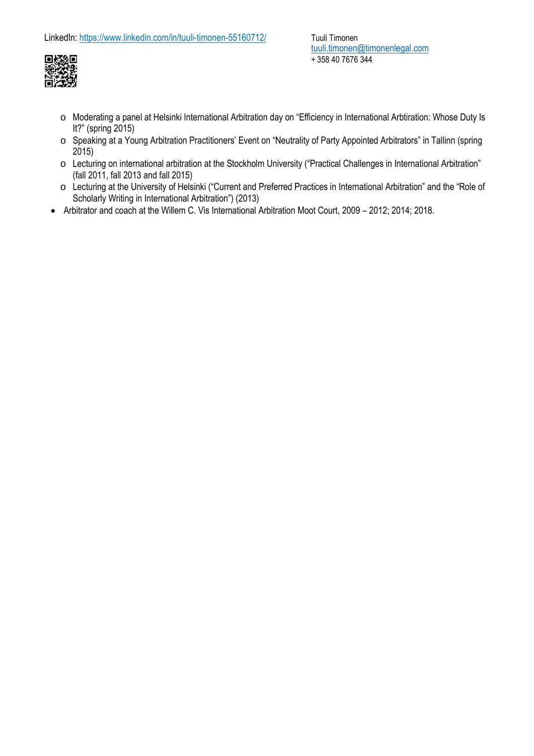- Moderating a panel at Helsinki International Arbitration day on "Efficiency in International Arbtiration: Whose Duty Is It?" (spring 2015)
    - Speaking at a Young Arbitration Practitioners' Event on "Neutrality of Party Appointed Arbitrators" in Tallinn (spring 2015)
    - Lecturing on international arbitration at the Stockholm University ("Practical Challenges in International Arbitration" (fall 2011, fall 2013 and fall 2015)
    - Lecturing at the University of Helsinki ("Current and Preferred Practices in International Arbitration" and the "Role of Scholarly Writing in International Arbitration") (2013)
- Arbitrator and coach at the Willem C. Vis International Arbitration Moot Court, 2009 – 2012; 2014; 2018.